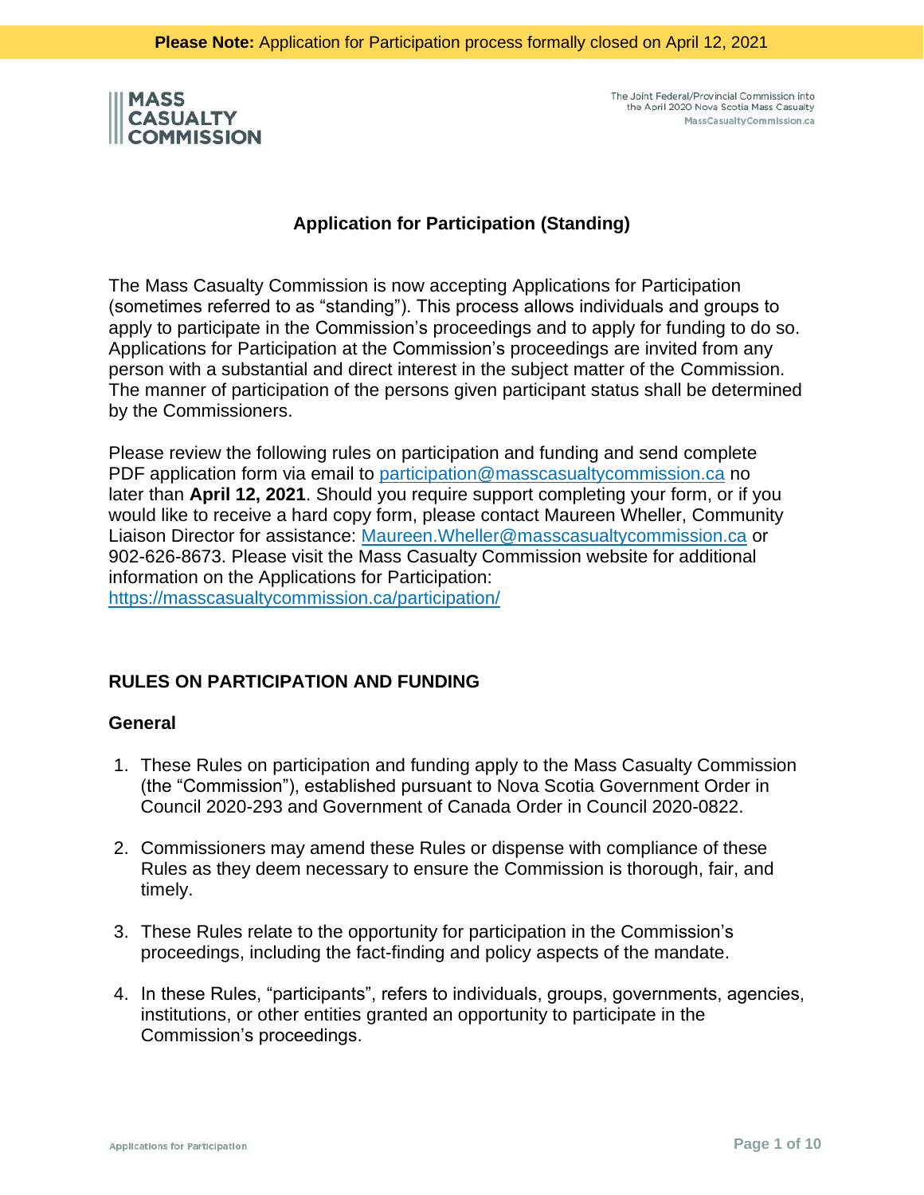**Please Note:** Application for Participation process formally closed on April 12, 2021

MASS CASUALTY COMMISSION

The Joint Federal/Provincial Commission into the April 2020 Nova Scotia Mass Casualty
MassCasualtyCommission.ca

## Application for Participation (Standing)

The Mass Casualty Commission is now accepting Applications for Participation (sometimes referred to as "standing"). This process allows individuals and groups to apply to participate in the Commission's proceedings and to apply for funding to do so. Applications for Participation at the Commission's proceedings are invited from any person with a substantial and direct interest in the subject matter of the Commission. The manner of participation of the persons given participant status shall be determined by the Commissioners.

Please review the following rules on participation and funding and send complete PDF application form via email to participation@masscasualtycommission.ca no later than **April 12, 2021**. Should you require support completing your form, or if you would like to receive a hard copy form, please contact Maureen Wheller, Community Liaison Director for assistance: Maureen.Wheller@masscasualtycommission.ca or 902-626-8673. Please visit the Mass Casualty Commission website for additional information on the Applications for Participation: https://masscasualtycommission.ca/participation/

## RULES ON PARTICIPATION AND FUNDING

### General

1. These Rules on participation and funding apply to the Mass Casualty Commission (the "Commission"), established pursuant to Nova Scotia Government Order in Council 2020-293 and Government of Canada Order in Council 2020-0822.

2. Commissioners may amend these Rules or dispense with compliance of these Rules as they deem necessary to ensure the Commission is thorough, fair, and timely.

3. These Rules relate to the opportunity for participation in the Commission's proceedings, including the fact-finding and policy aspects of the mandate.

4. In these Rules, "participants", refers to individuals, groups, governments, agencies, institutions, or other entities granted an opportunity to participate in the Commission's proceedings.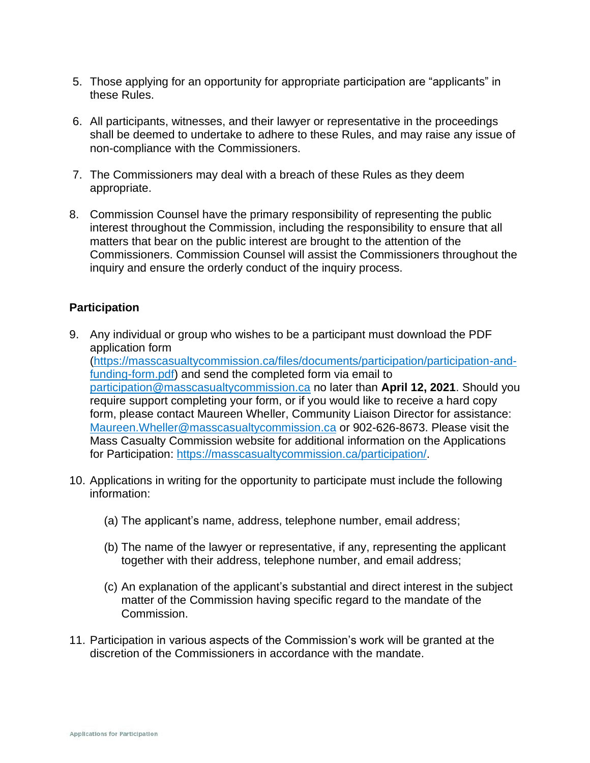5. Those applying for an opportunity for appropriate participation are "applicants" in these Rules.

6. All participants, witnesses, and their lawyer or representative in the proceedings shall be deemed to undertake to adhere to these Rules, and may raise any issue of non-compliance with the Commissioners.

7. The Commissioners may deal with a breach of these Rules as they deem appropriate.

8. Commission Counsel have the primary responsibility of representing the public interest throughout the Commission, including the responsibility to ensure that all matters that bear on the public interest are brought to the attention of the Commissioners. Commission Counsel will assist the Commissioners throughout the inquiry and ensure the orderly conduct of the inquiry process.

**Participation**

9. Any individual or group who wishes to be a participant must download the PDF application form (https://masscasualtycommission.ca/files/documents/participation/participation-and-funding-form.pdf) and send the completed form via email to participation@masscasualtycommission.ca no later than **April 12, 2021**. Should you require support completing your form, or if you would like to receive a hard copy form, please contact Maureen Wheller, Community Liaison Director for assistance: Maureen.Wheller@masscasualtycommission.ca or 902-626-8673. Please visit the Mass Casualty Commission website for additional information on the Applications for Participation: https://masscasualtycommission.ca/participation/.

10. Applications in writing for the opportunity to participate must include the following information:

    (a) The applicant's name, address, telephone number, email address;

    (b) The name of the lawyer or representative, if any, representing the applicant together with their address, telephone number, and email address;

    (c) An explanation of the applicant's substantial and direct interest in the subject matter of the Commission having specific regard to the mandate of the Commission.

11. Participation in various aspects of the Commission's work will be granted at the discretion of the Commissioners in accordance with the mandate.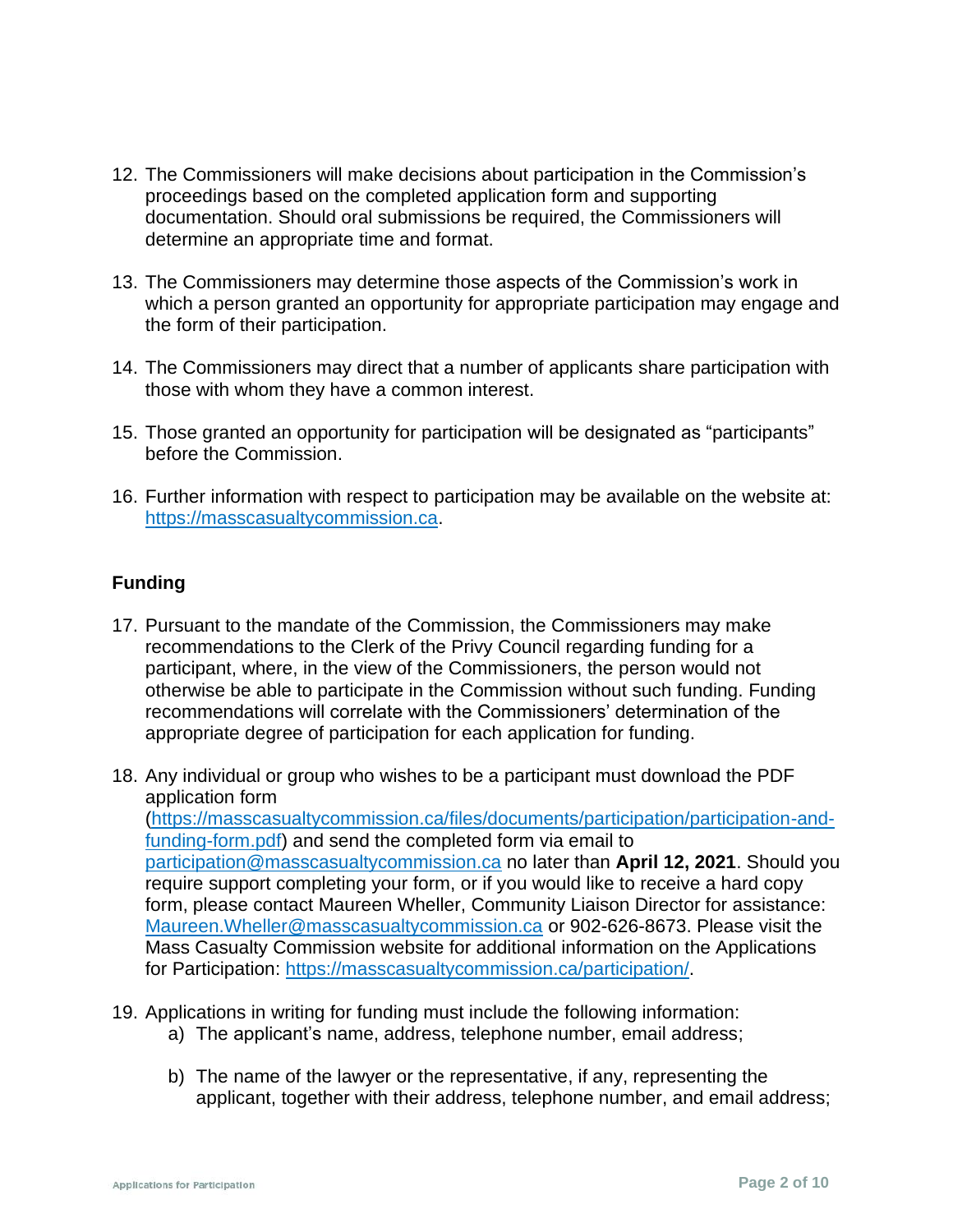12. The Commissioners will make decisions about participation in the Commission's proceedings based on the completed application form and supporting documentation. Should oral submissions be required, the Commissioners will determine an appropriate time and format.

13. The Commissioners may determine those aspects of the Commission's work in which a person granted an opportunity for appropriate participation may engage and the form of their participation.

14. The Commissioners may direct that a number of applicants share participation with those with whom they have a common interest.

15. Those granted an opportunity for participation will be designated as "participants" before the Commission.

16. Further information with respect to participation may be available on the website at: [https://masscasualtycommission.ca](https://masscasualtycommission.ca).

## Funding

17. Pursuant to the mandate of the Commission, the Commissioners may make recommendations to the Clerk of the Privy Council regarding funding for a participant, where, in the view of the Commissioners, the person would not otherwise be able to participate in the Commission without such funding. Funding recommendations will correlate with the Commissioners' determination of the appropriate degree of participation for each application for funding.

18. Any individual or group who wishes to be a participant must download the PDF application form ([https://masscasualtycommission.ca/files/documents/participation/participation-and-funding-form.pdf](https://masscasualtycommission.ca/files/documents/participation/participation-and-funding-form.pdf)) and send the completed form via email to [participation@masscasualtycommission.ca](mailto:participation@masscasualtycommission.ca) no later than **April 12, 2021**. Should you require support completing your form, or if you would like to receive a hard copy form, please contact Maureen Wheller, Community Liaison Director for assistance: [Maureen.Wheller@masscasualtycommission.ca](mailto:Maureen.Wheller@masscasualtycommission.ca) or 902-626-8673. Please visit the Mass Casualty Commission website for additional information on the Applications for Participation: [https://masscasualtycommission.ca/participation/](https://masscasualtycommission.ca/participation/).

19. Applications in writing for funding must include the following information:
    a) The applicant's name, address, telephone number, email address;

    b) The name of the lawyer or the representative, if any, representing the applicant, together with their address, telephone number, and email address;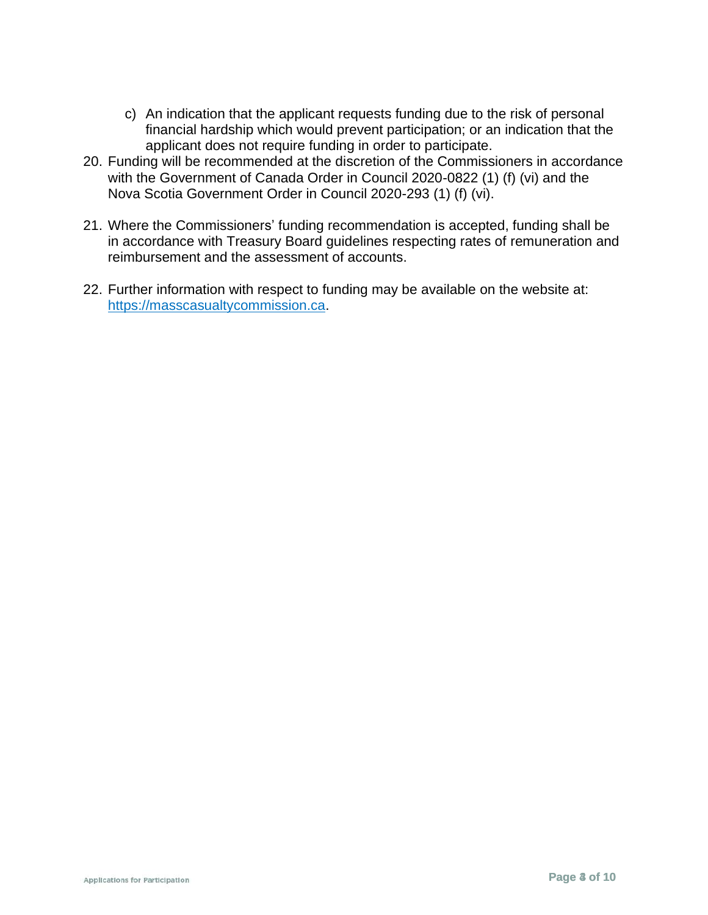c) An indication that the applicant requests funding due to the risk of personal financial hardship which would prevent participation; or an indication that the applicant does not require funding in order to participate.

20. Funding will be recommended at the discretion of the Commissioners in accordance with the Government of Canada Order in Council 2020-0822 (1) (f) (vi) and the Nova Scotia Government Order in Council 2020-293 (1) (f) (vi).

21. Where the Commissioners' funding recommendation is accepted, funding shall be in accordance with Treasury Board guidelines respecting rates of remuneration and reimbursement and the assessment of accounts.

22. Further information with respect to funding may be available on the website at: https://masscasualtycommission.ca.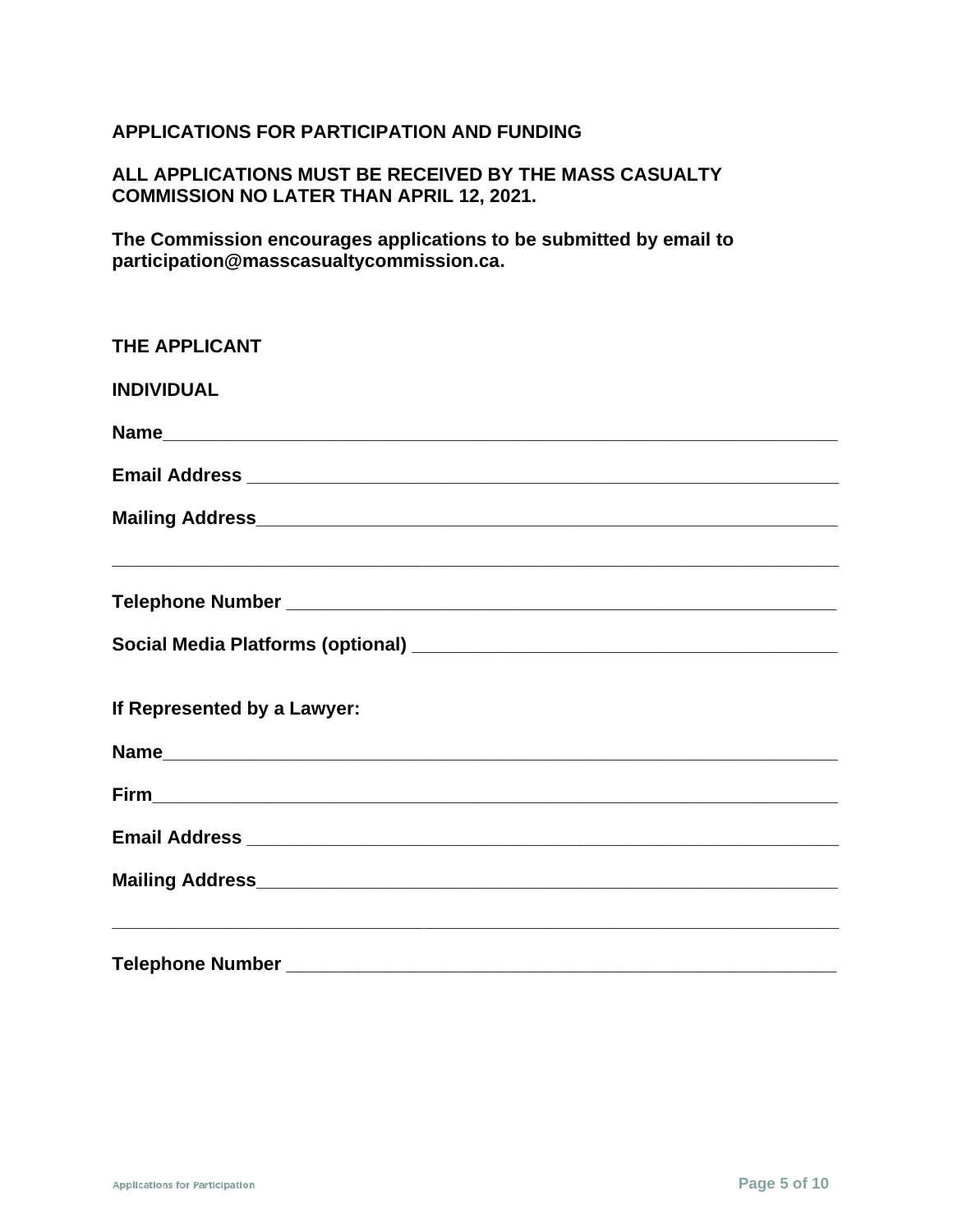**APPLICATIONS FOR PARTICIPATION AND FUNDING**

**ALL APPLICATIONS MUST BE RECEIVED BY THE MASS CASUALTY COMMISSION NO LATER THAN APRIL 12, 2021.**

**The Commission encourages applications to be submitted by email to participation@masscasualtycommission.ca.**

**THE APPLICANT**

**INDIVIDUAL**

**Name**\_\_\_\_\_\_\_\_\_\_\_\_\_\_\_\_\_\_\_\_\_\_\_\_\_\_\_\_\_\_\_\_\_\_\_\_\_\_\_\_\_\_\_\_\_\_\_\_\_\_\_\_\_\_\_\_\_\_\_\_

**Email Address** \_\_\_\_\_\_\_\_\_\_\_\_\_\_\_\_\_\_\_\_\_\_\_\_\_\_\_\_\_\_\_\_\_\_\_\_\_\_\_\_\_\_\_\_\_\_\_\_\_\_\_\_\_\_

**Mailing Address**\_\_\_\_\_\_\_\_\_\_\_\_\_\_\_\_\_\_\_\_\_\_\_\_\_\_\_\_\_\_\_\_\_\_\_\_\_\_\_\_\_\_\_\_\_\_\_\_\_\_\_\_\_\_

\_\_\_\_\_\_\_\_\_\_\_\_\_\_\_\_\_\_\_\_\_\_\_\_\_\_\_\_\_\_\_\_\_\_\_\_\_\_\_\_\_\_\_\_\_\_\_\_\_\_\_\_\_\_\_\_\_\_\_\_\_\_\_\_\_\_\_\_

**Telephone Number** \_\_\_\_\_\_\_\_\_\_\_\_\_\_\_\_\_\_\_\_\_\_\_\_\_\_\_\_\_\_\_\_\_\_\_\_\_\_\_\_\_\_\_\_\_\_\_\_\_\_

**Social Media Platforms (optional)** \_\_\_\_\_\_\_\_\_\_\_\_\_\_\_\_\_\_\_\_\_\_\_\_\_\_\_\_\_\_\_\_\_\_\_\_\_\_

**If Represented by a Lawyer:**

**Name**\_\_\_\_\_\_\_\_\_\_\_\_\_\_\_\_\_\_\_\_\_\_\_\_\_\_\_\_\_\_\_\_\_\_\_\_\_\_\_\_\_\_\_\_\_\_\_\_\_\_\_\_\_\_\_\_\_\_\_\_

**Firm**\_\_\_\_\_\_\_\_\_\_\_\_\_\_\_\_\_\_\_\_\_\_\_\_\_\_\_\_\_\_\_\_\_\_\_\_\_\_\_\_\_\_\_\_\_\_\_\_\_\_\_\_\_\_\_\_\_\_\_\_\_

**Email Address** \_\_\_\_\_\_\_\_\_\_\_\_\_\_\_\_\_\_\_\_\_\_\_\_\_\_\_\_\_\_\_\_\_\_\_\_\_\_\_\_\_\_\_\_\_\_\_\_\_\_\_\_\_\_

**Mailing Address**\_\_\_\_\_\_\_\_\_\_\_\_\_\_\_\_\_\_\_\_\_\_\_\_\_\_\_\_\_\_\_\_\_\_\_\_\_\_\_\_\_\_\_\_\_\_\_\_\_\_\_\_\_\_

\_\_\_\_\_\_\_\_\_\_\_\_\_\_\_\_\_\_\_\_\_\_\_\_\_\_\_\_\_\_\_\_\_\_\_\_\_\_\_\_\_\_\_\_\_\_\_\_\_\_\_\_\_\_\_\_\_\_\_\_\_\_\_\_\_\_\_\_

**Telephone Number** \_\_\_\_\_\_\_\_\_\_\_\_\_\_\_\_\_\_\_\_\_\_\_\_\_\_\_\_\_\_\_\_\_\_\_\_\_\_\_\_\_\_\_\_\_\_\_\_\_\_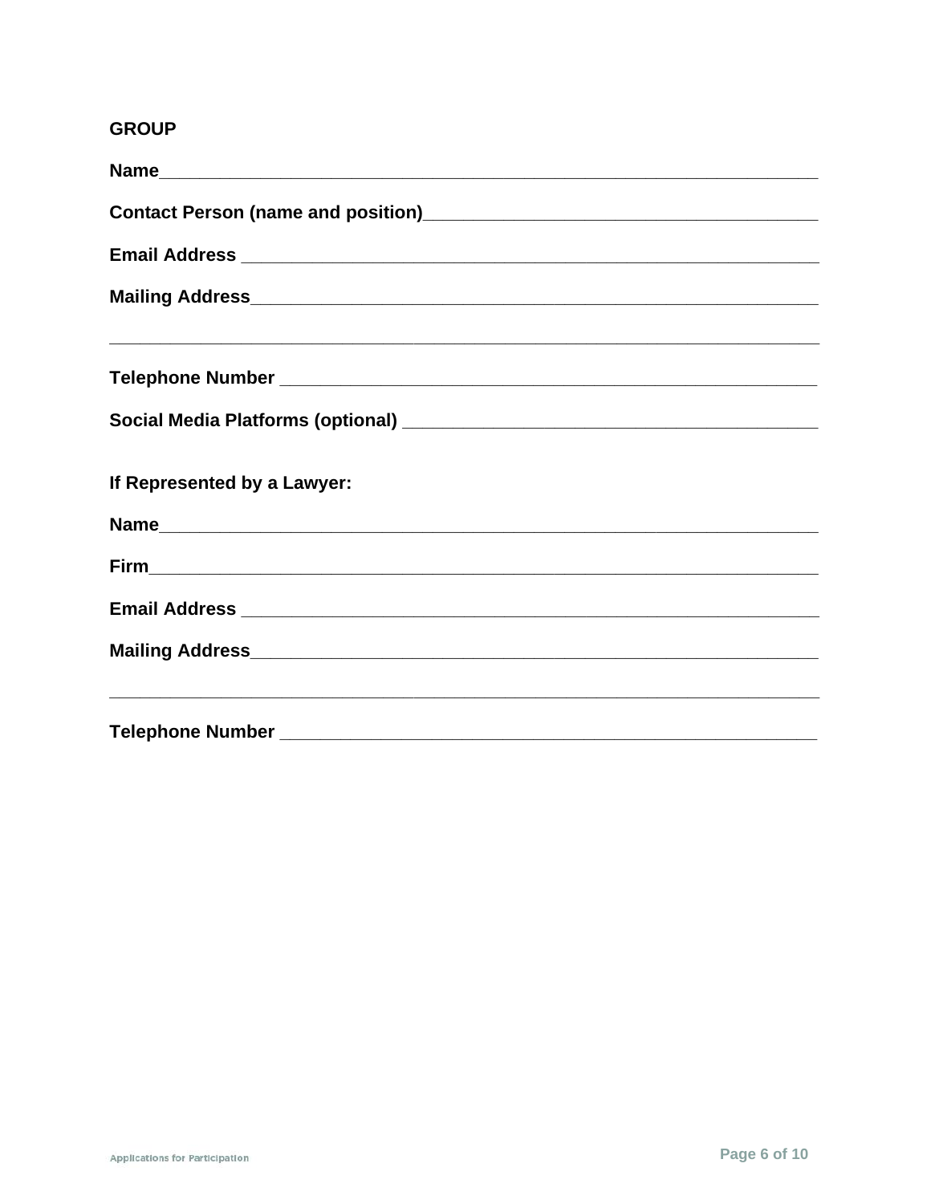**GROUP**

**Name**\_\_\_\_\_\_\_\_\_\_\_\_\_\_\_\_\_\_\_\_\_\_\_\_\_\_\_\_\_\_\_\_\_\_\_\_\_\_\_\_\_\_\_\_\_\_\_\_\_\_\_\_\_\_\_\_\_\_\_\_\_\_\_\_

**Contact Person (name and position)**\_\_\_\_\_\_\_\_\_\_\_\_\_\_\_\_\_\_\_\_\_\_\_\_\_\_\_\_\_\_\_\_\_\_\_\_\_\_\_\_

**Email Address** \_\_\_\_\_\_\_\_\_\_\_\_\_\_\_\_\_\_\_\_\_\_\_\_\_\_\_\_\_\_\_\_\_\_\_\_\_\_\_\_\_\_\_\_\_\_\_\_\_\_\_\_\_\_\_\_\_\_\_

**Mailing Address**\_\_\_\_\_\_\_\_\_\_\_\_\_\_\_\_\_\_\_\_\_\_\_\_\_\_\_\_\_\_\_\_\_\_\_\_\_\_\_\_\_\_\_\_\_\_\_\_\_\_\_\_\_\_\_\_\_\_

\_\_\_\_\_\_\_\_\_\_\_\_\_\_\_\_\_\_\_\_\_\_\_\_\_\_\_\_\_\_\_\_\_\_\_\_\_\_\_\_\_\_\_\_\_\_\_\_\_\_\_\_\_\_\_\_\_\_\_\_\_\_\_\_\_\_\_\_\_\_\_\_\_\_

**Telephone Number** \_\_\_\_\_\_\_\_\_\_\_\_\_\_\_\_\_\_\_\_\_\_\_\_\_\_\_\_\_\_\_\_\_\_\_\_\_\_\_\_\_\_\_\_\_\_\_\_\_\_\_\_\_\_\_\_

**Social Media Platforms (optional)** \_\_\_\_\_\_\_\_\_\_\_\_\_\_\_\_\_\_\_\_\_\_\_\_\_\_\_\_\_\_\_\_\_\_\_\_\_\_\_\_\_\_

**If Represented by a Lawyer:**

**Name**\_\_\_\_\_\_\_\_\_\_\_\_\_\_\_\_\_\_\_\_\_\_\_\_\_\_\_\_\_\_\_\_\_\_\_\_\_\_\_\_\_\_\_\_\_\_\_\_\_\_\_\_\_\_\_\_\_\_\_\_\_\_\_\_

**Firm**\_\_\_\_\_\_\_\_\_\_\_\_\_\_\_\_\_\_\_\_\_\_\_\_\_\_\_\_\_\_\_\_\_\_\_\_\_\_\_\_\_\_\_\_\_\_\_\_\_\_\_\_\_\_\_\_\_\_\_\_\_\_\_\_\_\_

**Email Address** \_\_\_\_\_\_\_\_\_\_\_\_\_\_\_\_\_\_\_\_\_\_\_\_\_\_\_\_\_\_\_\_\_\_\_\_\_\_\_\_\_\_\_\_\_\_\_\_\_\_\_\_\_\_\_\_\_\_\_

**Mailing Address**\_\_\_\_\_\_\_\_\_\_\_\_\_\_\_\_\_\_\_\_\_\_\_\_\_\_\_\_\_\_\_\_\_\_\_\_\_\_\_\_\_\_\_\_\_\_\_\_\_\_\_\_\_\_\_\_\_\_

\_\_\_\_\_\_\_\_\_\_\_\_\_\_\_\_\_\_\_\_\_\_\_\_\_\_\_\_\_\_\_\_\_\_\_\_\_\_\_\_\_\_\_\_\_\_\_\_\_\_\_\_\_\_\_\_\_\_\_\_\_\_\_\_\_\_\_\_\_\_\_\_\_\_

**Telephone Number** \_\_\_\_\_\_\_\_\_\_\_\_\_\_\_\_\_\_\_\_\_\_\_\_\_\_\_\_\_\_\_\_\_\_\_\_\_\_\_\_\_\_\_\_\_\_\_\_\_\_\_\_\_\_\_\_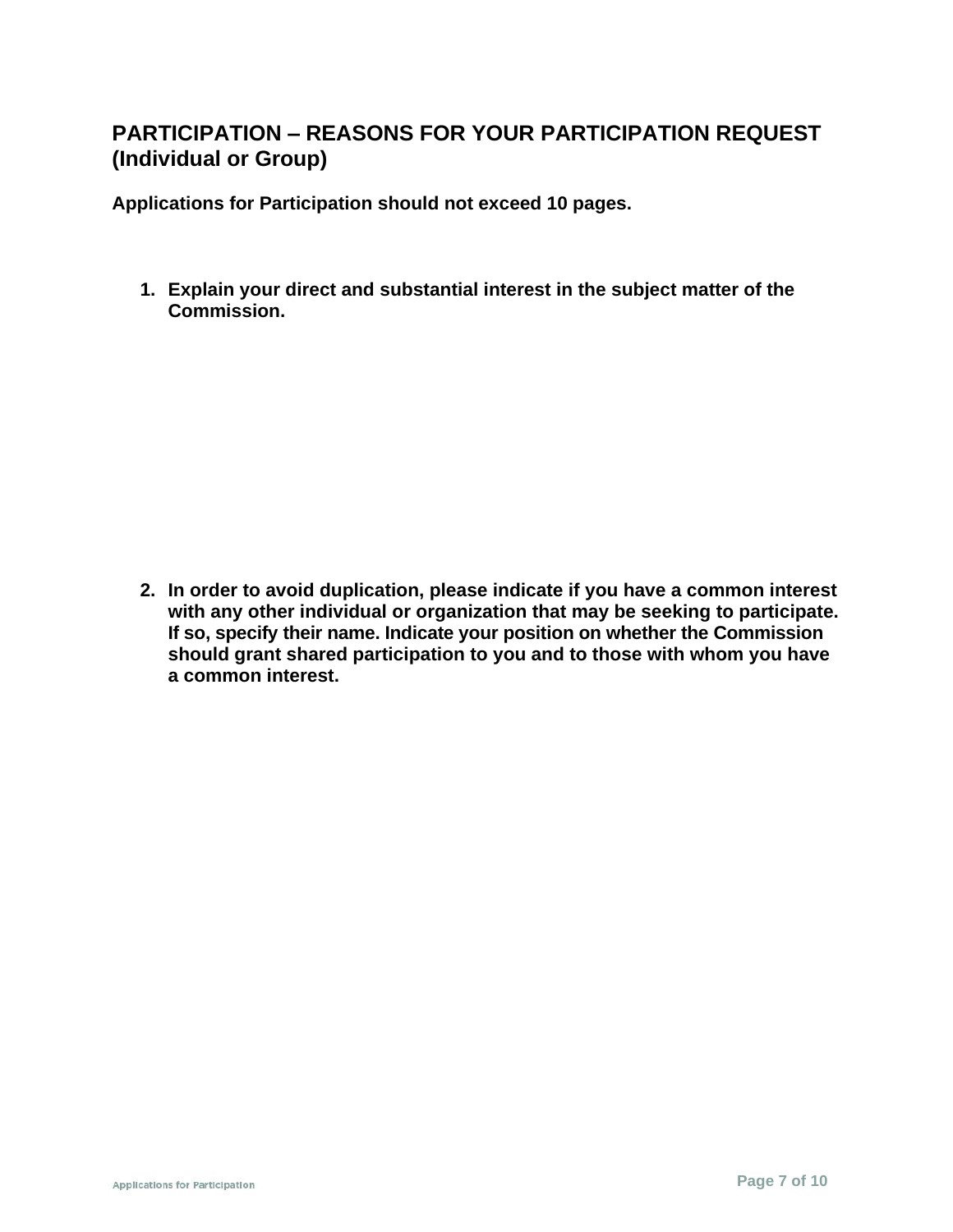## PARTICIPATION – REASONS FOR YOUR PARTICIPATION REQUEST (Individual or Group)

**Applications for Participation should not exceed 10 pages.**

1. **Explain your direct and substantial interest in the subject matter of the Commission.**

2. **In order to avoid duplication, please indicate if you have a common interest with any other individual or organization that may be seeking to participate. If so, specify their name. Indicate your position on whether the Commission should grant shared participation to you and to those with whom you have a common interest.**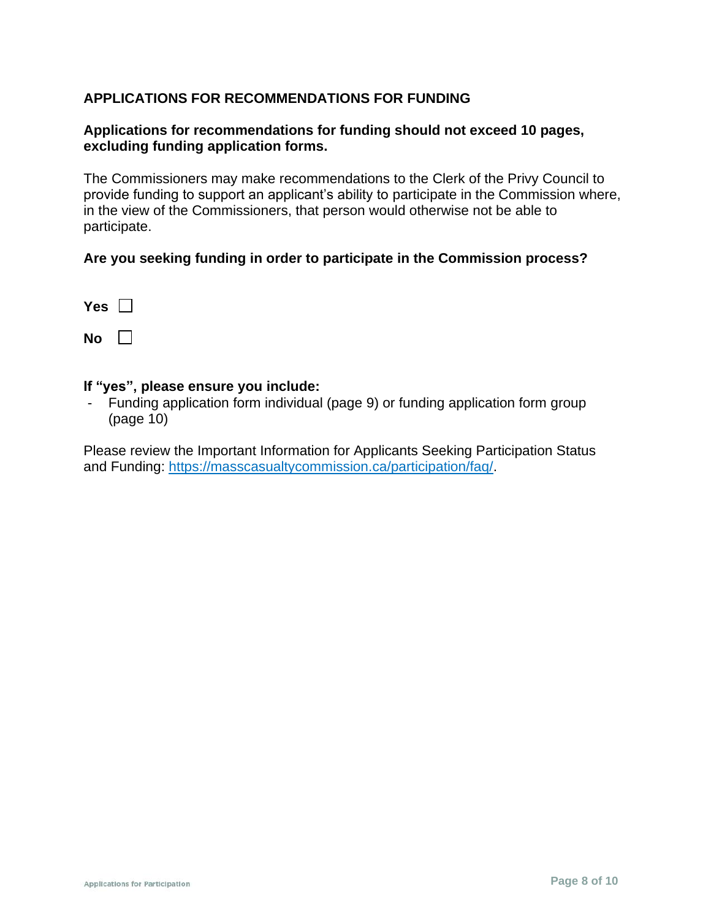## APPLICATIONS FOR RECOMMENDATIONS FOR FUNDING

**Applications for recommendations for funding should not exceed 10 pages, excluding funding application forms.**

The Commissioners may make recommendations to the Clerk of the Privy Council to provide funding to support an applicant's ability to participate in the Commission where, in the view of the Commissioners, that person would otherwise not be able to participate.

**Are you seeking funding in order to participate in the Commission process?**

**Yes** ☐

**No** ☐

**If "yes", please ensure you include:**

- Funding application form individual (page 9) or funding application form group (page 10)

Please review the Important Information for Applicants Seeking Participation Status and Funding: https://masscasualtycommission.ca/participation/faq/.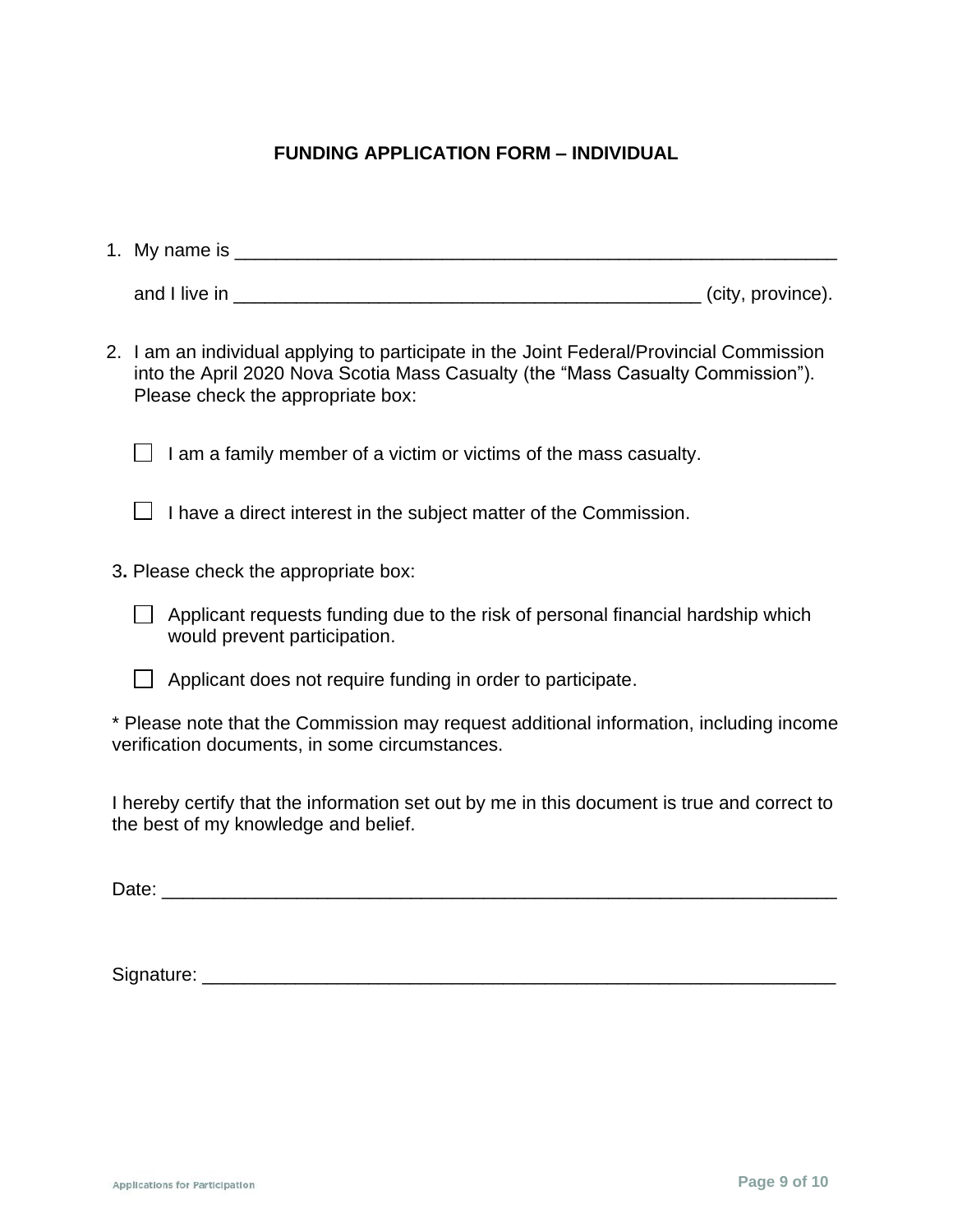**FUNDING APPLICATION FORM – INDIVIDUAL**

1. My name is ____________________________________________________________

   and I live in _______________________________________________ (city, province).

2. I am an individual applying to participate in the Joint Federal/Provincial Commission into the April 2020 Nova Scotia Mass Casualty (the "Mass Casualty Commission"). Please check the appropriate box:

   ☐ I am a family member of a victim or victims of the mass casualty.

   ☐ I have a direct interest in the subject matter of the Commission.

3. Please check the appropriate box:

   ☐ Applicant requests funding due to the risk of personal financial hardship which would prevent participation.

   ☐ Applicant does not require funding in order to participate.

* Please note that the Commission may request additional information, including income verification documents, in some circumstances.

I hereby certify that the information set out by me in this document is true and correct to the best of my knowledge and belief.

Date: ___________________________________________________________________

Signature: _______________________________________________________________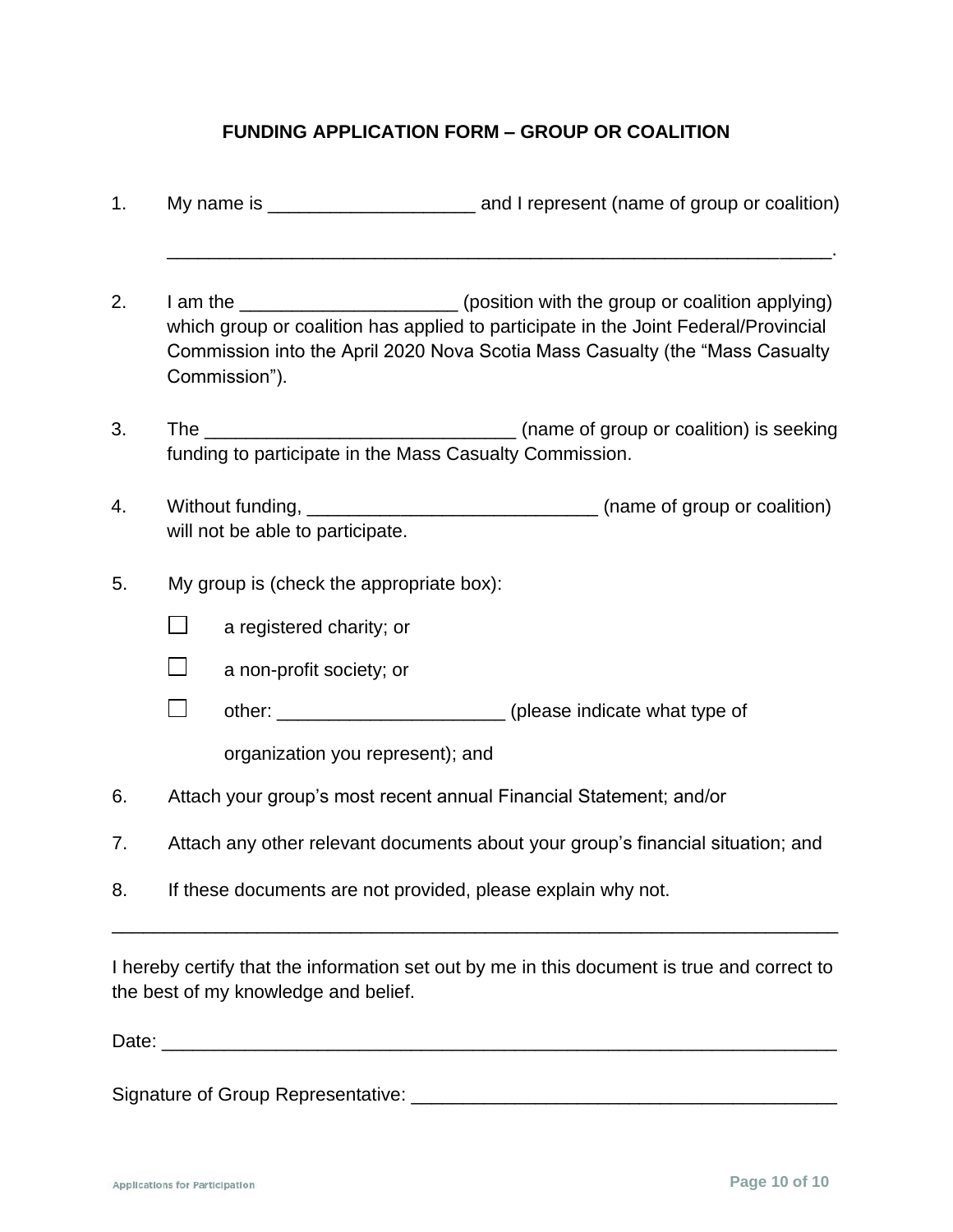## FUNDING APPLICATION FORM – GROUP OR COALITION

1. My name is ____________________ and I represent (name of group or coalition) _______________________________________________________________.

2. I am the _____________________ (position with the group or coalition applying) which group or coalition has applied to participate in the Joint Federal/Provincial Commission into the April 2020 Nova Scotia Mass Casualty (the "Mass Casualty Commission").

3. The ______________________________ (name of group or coalition) is seeking funding to participate in the Mass Casualty Commission.

4. Without funding, ____________________________ (name of group or coalition) will not be able to participate.

5. My group is (check the appropriate box):

   ☐ a registered charity; or

   ☐ a non-profit society; or

   ☐ other: ______________________ (please indicate what type of organization you represent); and

6. Attach your group's most recent annual Financial Statement; and/or

7. Attach any other relevant documents about your group's financial situation; and

8. If these documents are not provided, please explain why not.

_______________________________________________________________________

I hereby certify that the information set out by me in this document is true and correct to the best of my knowledge and belief.

Date: _____________________________________________________________________

Signature of Group Representative: __________________________________________

Applications for Participation